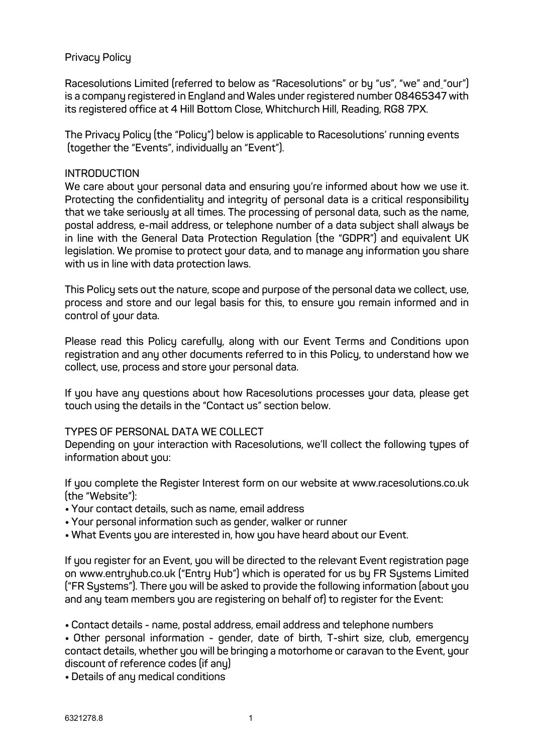Privacy Policy

Racesolutions Limited (referred to below as "Racesolutions" or by "us", "we" and "our") is a company registered in England and Wales under registered number 08465347 with its registered office at 4 Hill Bottom Close, Whitchurch Hill, Reading, RG8 7PX.

The Privacy Policy (the "Policy") below is applicable to Racesolutions' running events (together the "Events", individually an "Event").

## INTRODUCTION

We care about your personal data and ensuring you're informed about how we use it. Protecting the confidentiality and integrity of personal data is a critical responsibility that we take seriously at all times. The processing of personal data, such as the name, postal address, e-mail address, or telephone number of a data subject shall always be in line with the General Data Protection Regulation (the "GDPR") and equivalent UK legislation. We promise to protect your data, and to manage any information you share with us in line with data protection laws.

This Policy sets out the nature, scope and purpose of the personal data we collect, use, process and store and our legal basis for this, to ensure you remain informed and in control of your data.

Please read this Policy carefully, along with our Event Terms and Conditions upon registration and any other documents referred to in this Policy, to understand how we collect, use, process and store your personal data.

If you have any questions about how Racesolutions processes your data, please get touch using the details in the "Contact us" section below.

## TYPES OF PERSONAL DATA WE COLLECT

Depending on your interaction with Racesolutions, we'll collect the following types of information about you:

If you complete the Register Interest form on our website at www.racesolutions.co.uk (the "Website"):

- Your contact details, such as name, email address
- Your personal information such as gender, walker or runner
- What Events you are interested in, how you have heard about our Event.

If you register for an Event, you will be directed to the relevant Event registration page on www.entryhub.co.uk ("Entry Hub") which is operated for us by FR Systems Limited ("FR Systems"). There you will be asked to provide the following information (about you and any team members you are registering on behalf of) to register for the Event:

- Contact details - name, postal address, email address and telephone numbers
- Other personal information - gender, date of birth, T-shirt size, club, emergency contact details, whether you will be bringing a motorhome or caravan to the Event, your discount of reference codes (if any)
- Details of any medical conditions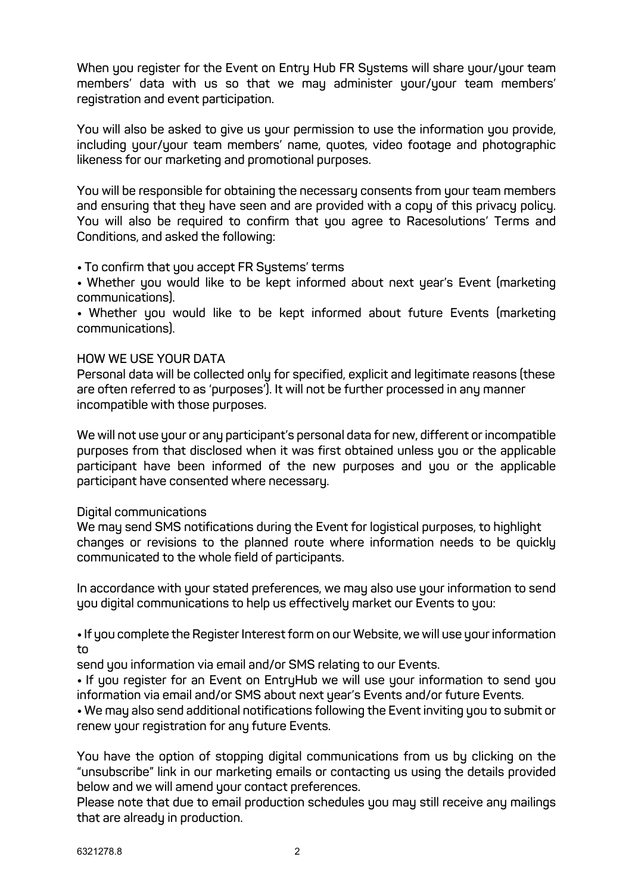When you register for the Event on Entry Hub FR Systems will share your/your team members' data with us so that we may administer your/your team members' registration and event participation.

You will also be asked to give us your permission to use the information you provide, including your/your team members' name, quotes, video footage and photographic likeness for our marketing and promotional purposes.

You will be responsible for obtaining the necessary consents from your team members and ensuring that they have seen and are provided with a copy of this privacy policy. You will also be required to confirm that you agree to Racesolutions' Terms and Conditions, and asked the following:

- To confirm that you accept FR Systems' terms
- Whether you would like to be kept informed about next year's Event (marketing communications).
- Whether you would like to be kept informed about future Events (marketing communications).

## HOW WE USE YOUR DATA

Personal data will be collected only for specified, explicit and legitimate reasons (these are often referred to as 'purposes'). It will not be further processed in any manner incompatible with those purposes.

We will not use your or any participant's personal data for new, different or incompatible purposes from that disclosed when it was first obtained unless you or the applicable participant have been informed of the new purposes and you or the applicable participant have consented where necessary.

### Digital communications

We may send SMS notifications during the Event for logistical purposes, to highlight changes or revisions to the planned route where information needs to be quickly communicated to the whole field of participants.

In accordance with your stated preferences, we may also use your information to send you digital communications to help us effectively market our Events to you:

- If you complete the Register Interest form on our Website, we will use your information to send you information via email and/or SMS relating to our Events.
- If you register for an Event on EntryHub we will use your information to send you information via email and/or SMS about next year's Events and/or future Events.
- We may also send additional notifications following the Event inviting you to submit or renew your registration for any future Events.

You have the option of stopping digital communications from us by clicking on the "unsubscribe" link in our marketing emails or contacting us using the details provided below and we will amend your contact preferences.
Please note that due to email production schedules you may still receive any mailings that are already in production.

6321278.8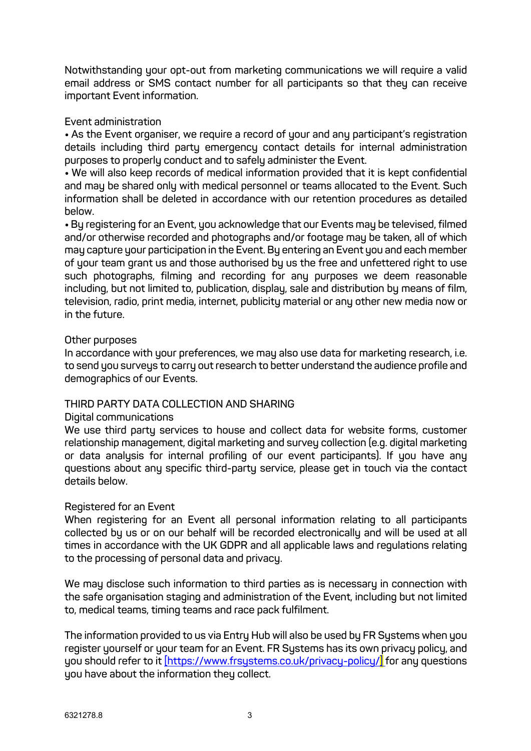Notwithstanding your opt-out from marketing communications we will require a valid email address or SMS contact number for all participants so that they can receive important Event information.

Event administration

- As the Event organiser, we require a record of your and any participant's registration details including third party emergency contact details for internal administration purposes to properly conduct and to safely administer the Event.
- We will also keep records of medical information provided that it is kept confidential and may be shared only with medical personnel or teams allocated to the Event. Such information shall be deleted in accordance with our retention procedures as detailed below.
- By registering for an Event, you acknowledge that our Events may be televised, filmed and/or otherwise recorded and photographs and/or footage may be taken, all of which may capture your participation in the Event. By entering an Event you and each member of your team grant us and those authorised by us the free and unfettered right to use such photographs, filming and recording for any purposes we deem reasonable including, but not limited to, publication, display, sale and distribution by means of film, television, radio, print media, internet, publicity material or any other new media now or in the future.

Other purposes

In accordance with your preferences, we may also use data for marketing research, i.e. to send you surveys to carry out research to better understand the audience profile and demographics of our Events.

THIRD PARTY DATA COLLECTION AND SHARING

Digital communications

We use third party services to house and collect data for website forms, customer relationship management, digital marketing and survey collection (e.g. digital marketing or data analysis for internal profiling of our event participants). If you have any questions about any specific third-party service, please get in touch via the contact details below.

Registered for an Event

When registering for an Event all personal information relating to all participants collected by us or on our behalf will be recorded electronically and will be used at all times in accordance with the UK GDPR and all applicable laws and regulations relating to the processing of personal data and privacy.

We may disclose such information to third parties as is necessary in connection with the safe organisation staging and administration of the Event, including but not limited to, medical teams, timing teams and race pack fulfilment.

The information provided to us via Entry Hub will also be used by FR Systems when you register yourself or your team for an Event. FR Systems has its own privacy policy, and you should refer to it [https://www.frsystems.co.uk/privacy-policy/] for any questions you have about the information they collect.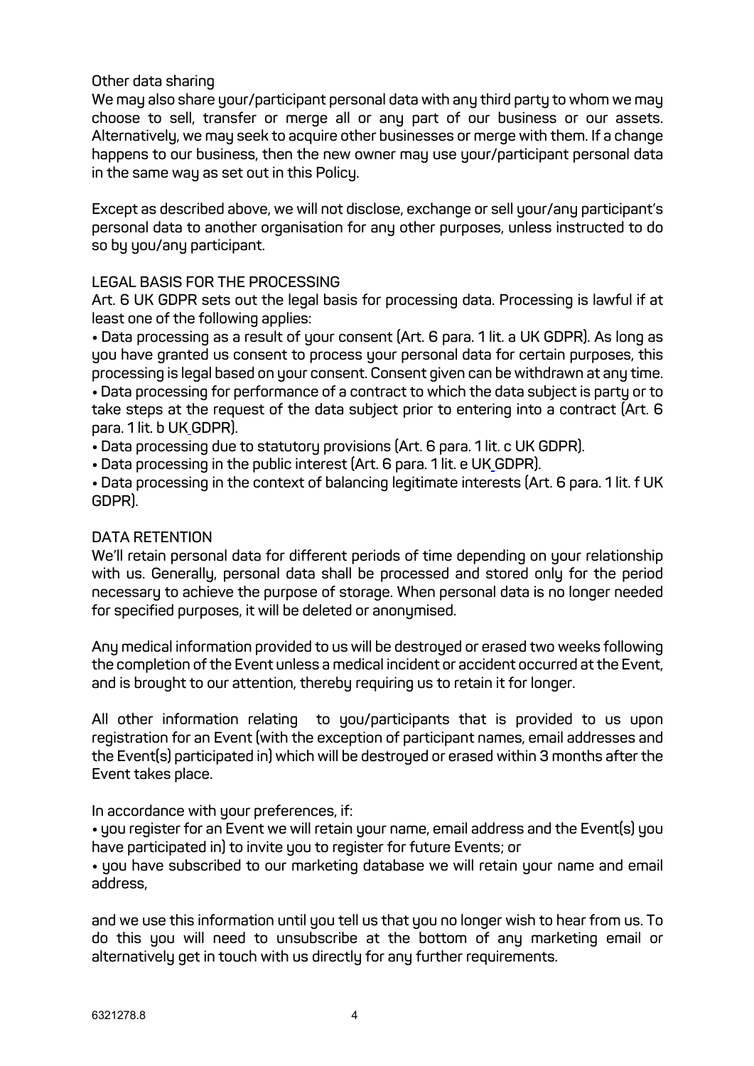## Other data sharing

We may also share your/participant personal data with any third party to whom we may choose to sell, transfer or merge all or any part of our business or our assets. Alternatively, we may seek to acquire other businesses or merge with them. If a change happens to our business, then the new owner may use your/participant personal data in the same way as set out in this Policy.

Except as described above, we will not disclose, exchange or sell your/any participant's personal data to another organisation for any other purposes, unless instructed to do so by you/any participant.

## LEGAL BASIS FOR THE PROCESSING

Art. 6 UK GDPR sets out the legal basis for processing data. Processing is lawful if at least one of the following applies:

- Data processing as a result of your consent (Art. 6 para. 1 lit. a UK GDPR). As long as you have granted us consent to process your personal data for certain purposes, this processing is legal based on your consent. Consent given can be withdrawn at any time.
- Data processing for performance of a contract to which the data subject is party or to take steps at the request of the data subject prior to entering into a contract (Art. 6 para. 1 lit. b UK GDPR).
- Data processing due to statutory provisions (Art. 6 para. 1 lit. c UK GDPR).
- Data processing in the public interest (Art. 6 para. 1 lit. e UK GDPR).
- Data processing in the context of balancing legitimate interests (Art. 6 para. 1 lit. f UK GDPR).

## DATA RETENTION

We'll retain personal data for different periods of time depending on your relationship with us. Generally, personal data shall be processed and stored only for the period necessary to achieve the purpose of storage. When personal data is no longer needed for specified purposes, it will be deleted or anonymised.

Any medical information provided to us will be destroyed or erased two weeks following the completion of the Event unless a medical incident or accident occurred at the Event, and is brought to our attention, thereby requiring us to retain it for longer.

All other information relating to you/participants that is provided to us upon registration for an Event (with the exception of participant names, email addresses and the Event(s) participated in) which will be destroyed or erased within 3 months after the Event takes place.

In accordance with your preferences, if:

- you register for an Event we will retain your name, email address and the Event(s) you have participated in) to invite you to register for future Events; or
- you have subscribed to our marketing database we will retain your name and email address,

and we use this information until you tell us that you no longer wish to hear from us. To do this you will need to unsubscribe at the bottom of any marketing email or alternatively get in touch with us directly for any further requirements.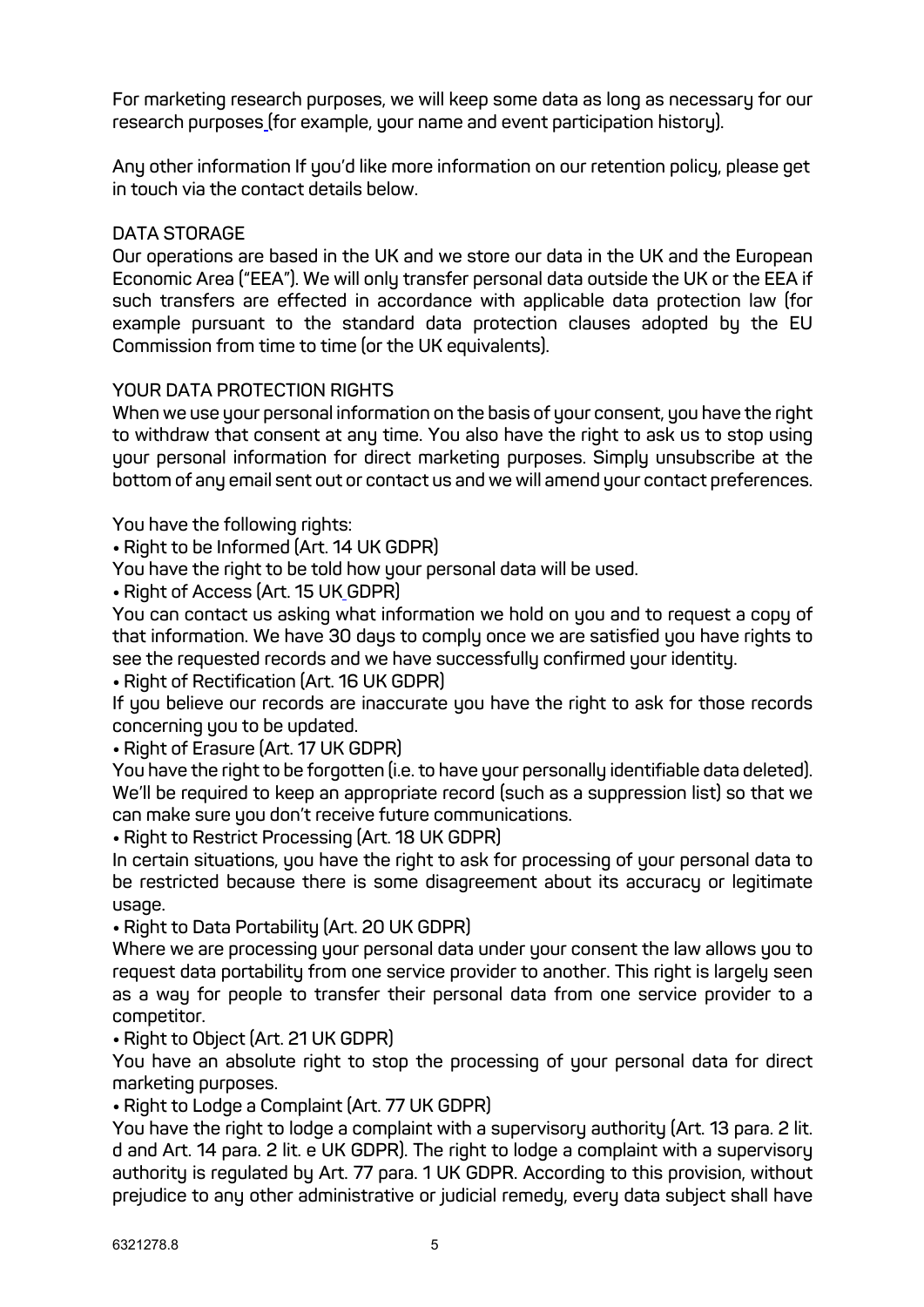For marketing research purposes, we will keep some data as long as necessary for our research purposes (for example, your name and event participation history).

Any other information If you'd like more information on our retention policy, please get in touch via the contact details below.

## DATA STORAGE

Our operations are based in the UK and we store our data in the UK and the European Economic Area ("EEA"). We will only transfer personal data outside the UK or the EEA if such transfers are effected in accordance with applicable data protection law (for example pursuant to the standard data protection clauses adopted by the EU Commission from time to time (or the UK equivalents).

## YOUR DATA PROTECTION RIGHTS

When we use your personal information on the basis of your consent, you have the right to withdraw that consent at any time. You also have the right to ask us to stop using your personal information for direct marketing purposes. Simply unsubscribe at the bottom of any email sent out or contact us and we will amend your contact preferences.

You have the following rights:

- Right to be Informed (Art. 14 UK GDPR)

You have the right to be told how your personal data will be used.

- Right of Access (Art. 15 UK GDPR)

You can contact us asking what information we hold on you and to request a copy of that information. We have 30 days to comply once we are satisfied you have rights to see the requested records and we have successfully confirmed your identity.

- Right of Rectification (Art. 16 UK GDPR)

If you believe our records are inaccurate you have the right to ask for those records concerning you to be updated.

- Right of Erasure (Art. 17 UK GDPR)

You have the right to be forgotten (i.e. to have your personally identifiable data deleted). We'll be required to keep an appropriate record (such as a suppression list) so that we can make sure you don't receive future communications.

- Right to Restrict Processing (Art. 18 UK GDPR)

In certain situations, you have the right to ask for processing of your personal data to be restricted because there is some disagreement about its accuracy or legitimate usage.

- Right to Data Portability (Art. 20 UK GDPR)

Where we are processing your personal data under your consent the law allows you to request data portability from one service provider to another. This right is largely seen as a way for people to transfer their personal data from one service provider to a competitor.

- Right to Object (Art. 21 UK GDPR)

You have an absolute right to stop the processing of your personal data for direct marketing purposes.

- Right to Lodge a Complaint (Art. 77 UK GDPR)

You have the right to lodge a complaint with a supervisory authority (Art. 13 para. 2 lit. d and Art. 14 para. 2 lit. e UK GDPR). The right to lodge a complaint with a supervisory authority is regulated by Art. 77 para. 1 UK GDPR. According to this provision, without prejudice to any other administrative or judicial remedy, every data subject shall have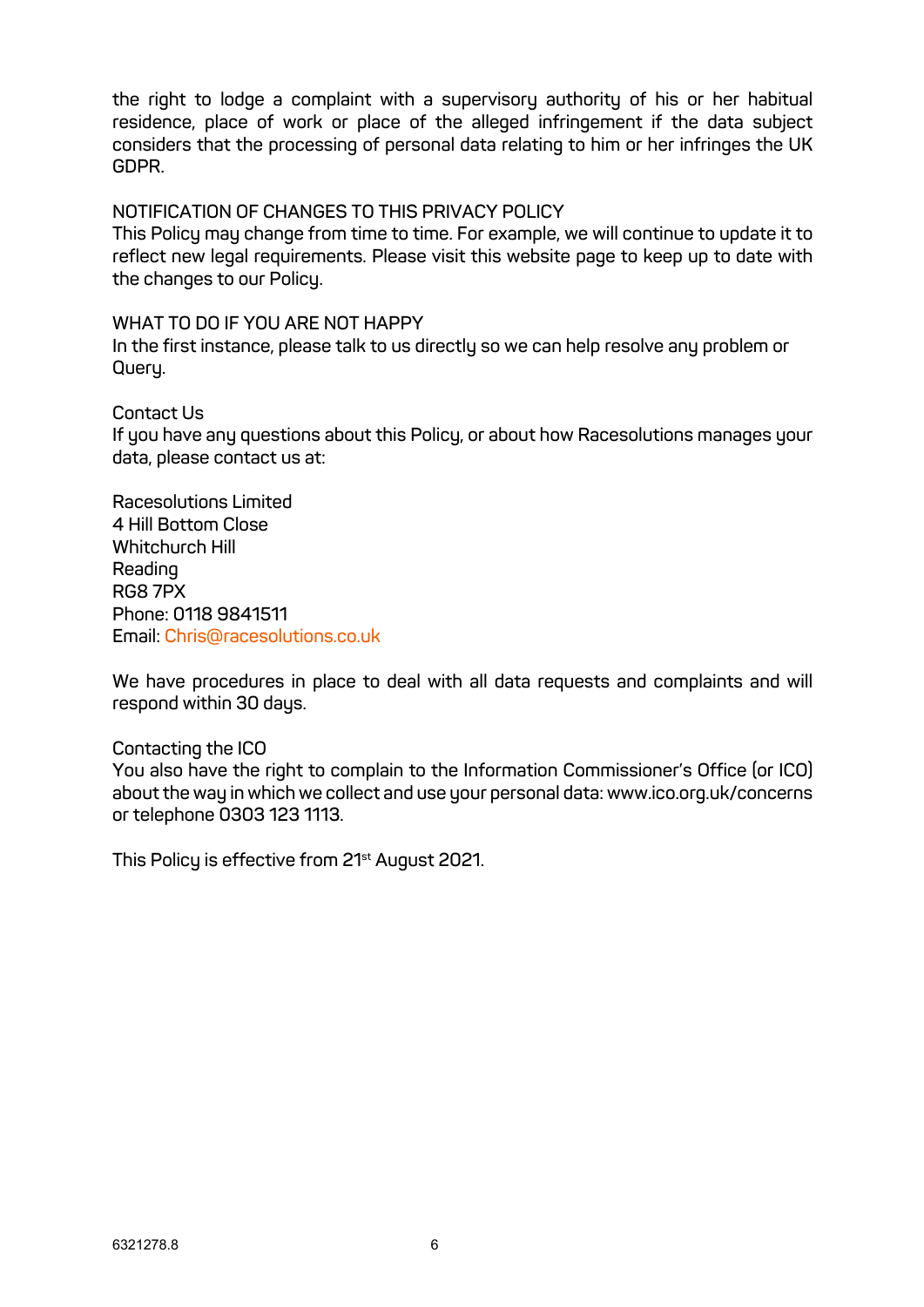the right to lodge a complaint with a supervisory authority of his or her habitual residence, place of work or place of the alleged infringement if the data subject considers that the processing of personal data relating to him or her infringes the UK GDPR.

NOTIFICATION OF CHANGES TO THIS PRIVACY POLICY

This Policy may change from time to time. For example, we will continue to update it to reflect new legal requirements. Please visit this website page to keep up to date with the changes to our Policy.

WHAT TO DO IF YOU ARE NOT HAPPY

In the first instance, please talk to us directly so we can help resolve any problem or Query.

Contact Us

If you have any questions about this Policy, or about how Racesolutions manages your data, please contact us at:

Racesolutions Limited
4 Hill Bottom Close
Whitchurch Hill
Reading
RG8 7PX
Phone: 0118 9841511
Email: Chris@racesolutions.co.uk

We have procedures in place to deal with all data requests and complaints and will respond within 30 days.

Contacting the ICO

You also have the right to complain to the Information Commissioner's Office (or ICO) about the way in which we collect and use your personal data: www.ico.org.uk/concerns or telephone 0303 123 1113.

This Policy is effective from 21st August 2021.

6321278.8